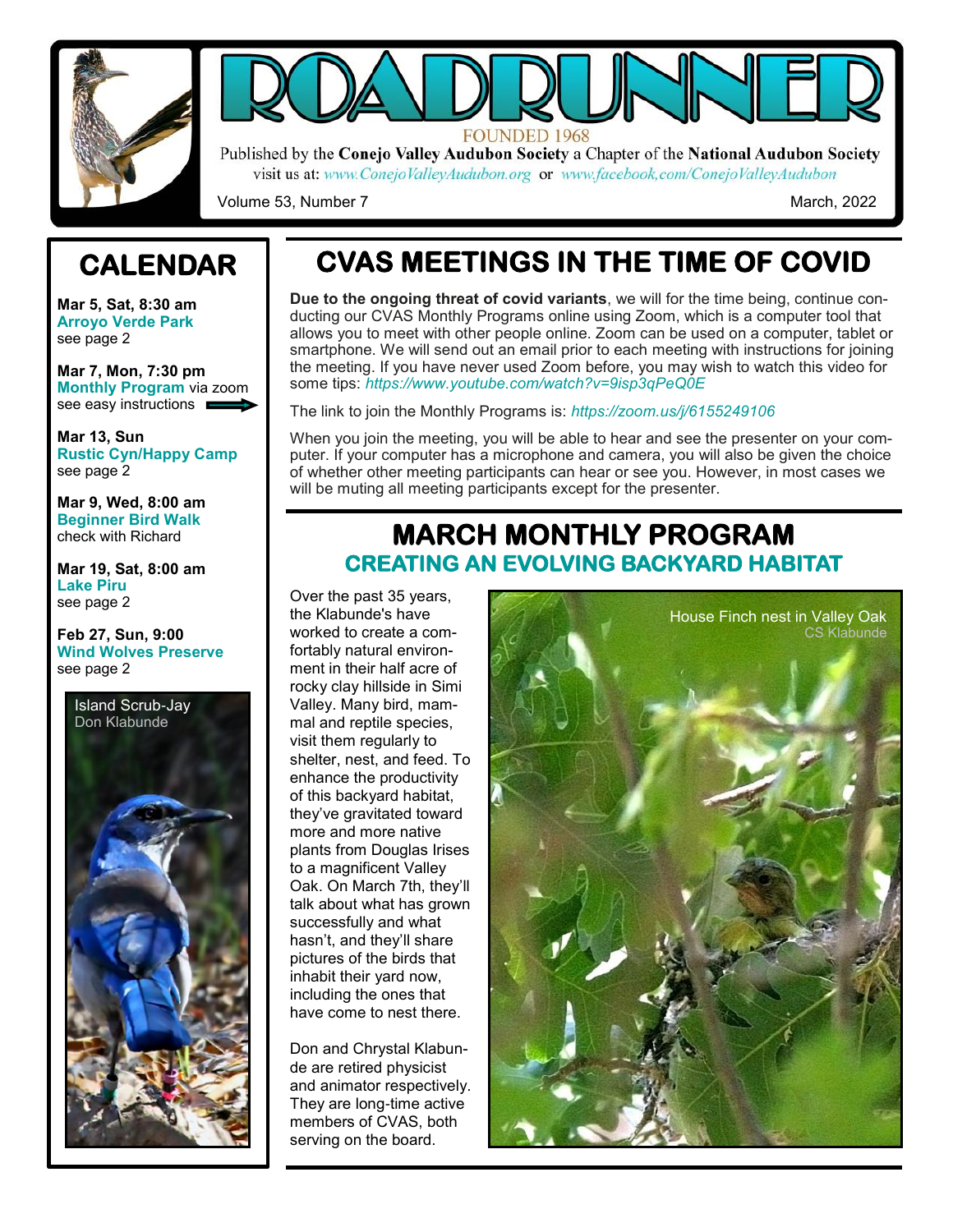# ROADRUNNER

FOUNDED 1968

Published by the **Conejo Valley Audubon Society** a Chapter of the **National Audubon Society**

visit us at: *www.ConejoValleyAudubon.org* or *www.facebook.com/ConejoValleyAudubon*

Volume 53, Number 7

March, 2022

## CALENDAR

**Mar 5, Sat, 8:30 am**
**Arroyo Verde Park**
see page 2

**Mar 7, Mon, 7:30 pm**
**Monthly Program** via zoom
see easy instructions

**Mar 13, Sun**
**Rustic Cyn/Happy Camp**
see page 2

**Mar 9, Wed, 8:00 am**
**Beginner Bird Walk**
check with Richard

**Mar 19, Sat, 8:00 am**
**Lake Piru**
see page 2

**Feb 27, Sun, 9:00**
**Wind Wolves Preserve**
see page 2

Island Scrub-Jay
Don Klabunde

## CVAS MEETINGS IN THE TIME OF COVID

**Due to the ongoing threat of covid variants**, we will for the time being, continue conducting our CVAS Monthly Programs online using Zoom, which is a computer tool that allows you to meet with other people online. Zoom can be used on a computer, tablet or smartphone. We will send out an email prior to each meeting with instructions for joining the meeting. If you have never used Zoom before, you may wish to watch this video for some tips: *https://www.youtube.com/watch?v=9isp3qPeQ0E*

The link to join the Monthly Programs is: *https://zoom.us/j/6155249106*

When you join the meeting, you will be able to hear and see the presenter on your computer. If your computer has a microphone and camera, you will also be given the choice of whether other meeting participants can hear or see you. However, in most cases we will be muting all meeting participants except for the presenter.

## MARCH MONTHLY PROGRAM

### CREATING AN EVOLVING BACKYARD HABITAT

Over the past 35 years, the Klabunde's have worked to create a comfortably natural environment in their half acre of rocky clay hillside in Simi Valley. Many bird, mammal and reptile species, visit them regularly to shelter, nest, and feed. To enhance the productivity of this backyard habitat, they've gravitated toward more and more native plants from Douglas Irises to a magnificent Valley Oak. On March 7th, they'll talk about what has grown successfully and what hasn't, and they'll share pictures of the birds that inhabit their yard now, including the ones that have come to nest there.

Don and Chrystal Klabunde are retired physicist and animator respectively. They are long-time active members of CVAS, both serving on the board.

House Finch nest in Valley Oak
CS Klabunde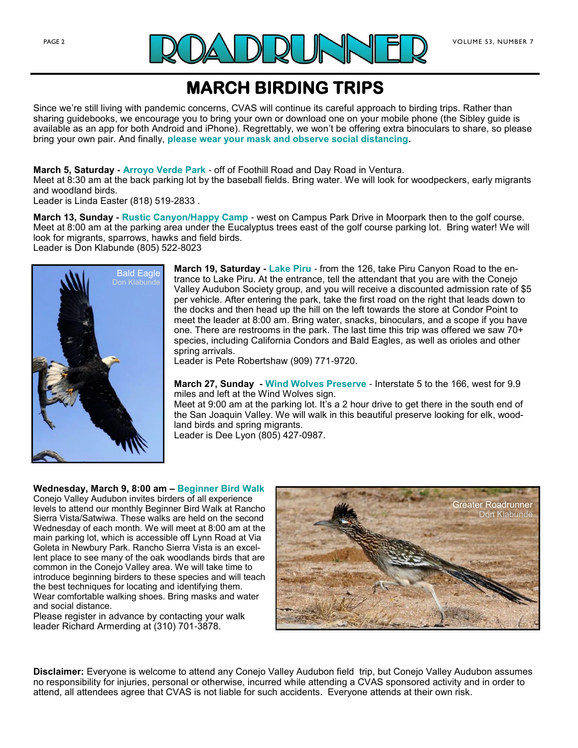# MARCH BIRDING TRIPS

Since we're still living with pandemic concerns, CVAS will continue its careful approach to birding trips. Rather than sharing guidebooks, we encourage you to bring your own or download one on your mobile phone (the Sibley guide is available as an app for both Android and iPhone). Regrettably, we won't be offering extra binoculars to share, so please bring your own pair. And finally, **please wear your mask and observe social distancing.**

**March 5, Saturday - Arroyo Verde Park** - off of Foothill Road and Day Road in Ventura.
Meet at 8:30 am at the back parking lot by the baseball fields. Bring water. We will look for woodpeckers, early migrants and woodland birds.
Leader is Linda Easter (818) 519-2833 .

**March 13, Sunday - Rustic Canyon/Happy Camp** - west on Campus Park Drive in Moorpark then to the golf course. Meet at 8:00 am at the parking area under the Eucalyptus trees east of the golf course parking lot. Bring water! We will look for migrants, sparrows, hawks and field birds.
Leader is Don Klabunde (805) 522-8023

Bald Eagle
Don Klabunde

**March 19, Saturday - Lake Piru** - from the 126, take Piru Canyon Road to the entrance to Lake Piru. At the entrance, tell the attendant that you are with the Conejo Valley Audubon Society group, and you will receive a discounted admission rate of $5 per vehicle. After entering the park, take the first road on the right that leads down to the docks and then head up the hill on the left towards the store at Condor Point to meet the leader at 8:00 am. Bring water, snacks, binoculars, and a scope if you have one. There are restrooms in the park. The last time this trip was offered we saw 70+ species, including California Condors and Bald Eagles, as well as orioles and other spring arrivals.
Leader is Pete Robertshaw (909) 771-9720.

**March 27, Sunday - Wind Wolves Preserve** - Interstate 5 to the 166, west for 9.9 miles and left at the Wind Wolves sign.
Meet at 9:00 am at the parking lot. It's a 2 hour drive to get there in the south end of the San Joaquin Valley. We will walk in this beautiful preserve looking for elk, woodland birds and spring migrants.
Leader is Dee Lyon (805) 427-0987.

**Wednesday, March 9, 8:00 am – Beginner Bird Walk**
Conejo Valley Audubon invites birders of all experience levels to attend our monthly Beginner Bird Walk at Rancho Sierra Vista/Satwiwa. These walks are held on the second Wednesday of each month. We will meet at 8:00 am at the main parking lot, which is accessible off Lynn Road at Via Goleta in Newbury Park. Rancho Sierra Vista is an excellent place to see many of the oak woodlands birds that are common in the Conejo Valley area. We will take time to introduce beginning birders to these species and will teach the best techniques for locating and identifying them. Wear comfortable walking shoes. Bring masks and water and social distance.
Please register in advance by contacting your walk leader Richard Armerding at (310) 701-3878.

Greater Roadrunner
Don Klabunde

**Disclaimer:** Everyone is welcome to attend any Conejo Valley Audubon field trip, but Conejo Valley Audubon assumes no responsibility for injuries, personal or otherwise, incurred while attending a CVAS sponsored activity and in order to attend, all attendees agree that CVAS is not liable for such accidents. Everyone attends at their own risk.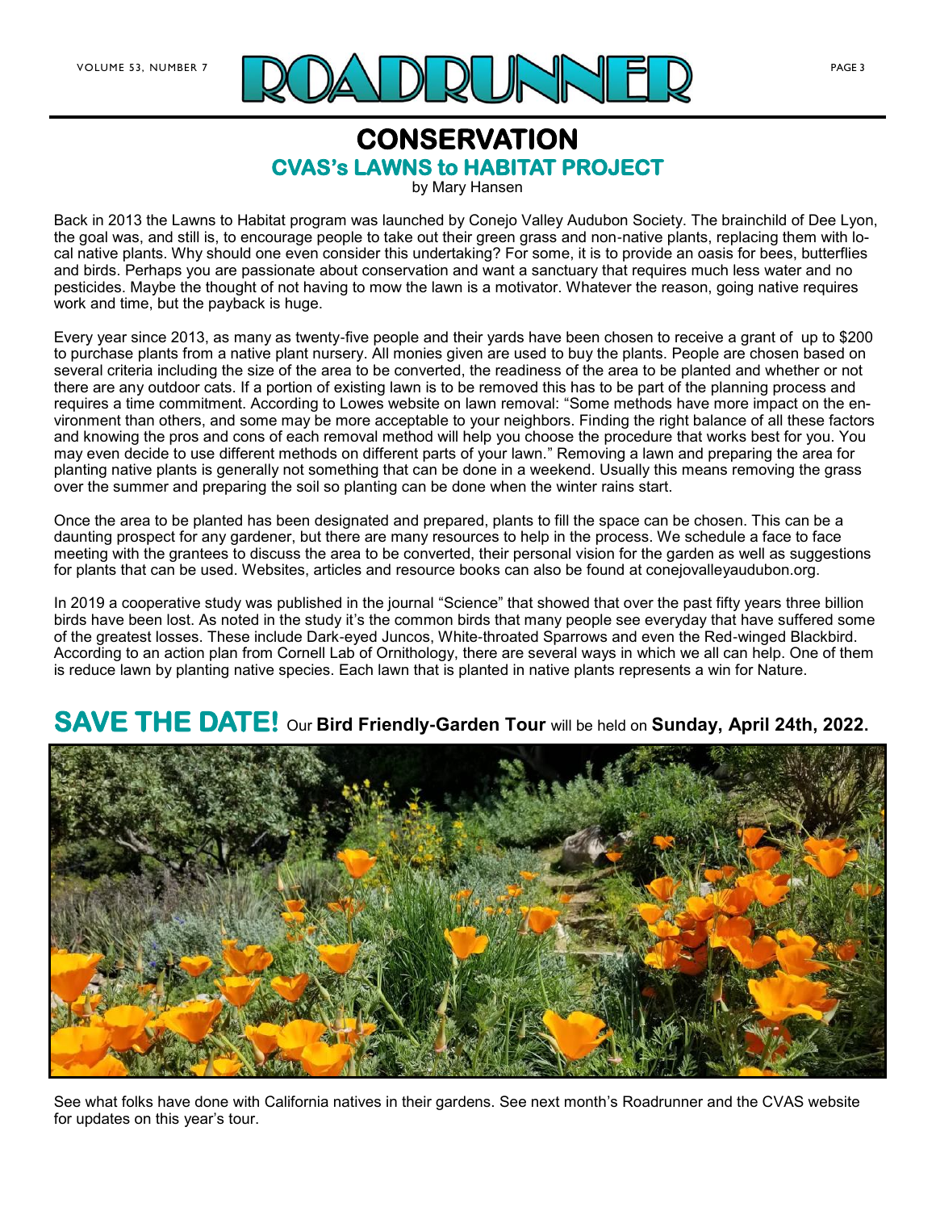# CONSERVATION

## CVAS's LAWNS to HABITAT PROJECT

by Mary Hansen

Back in 2013 the Lawns to Habitat program was launched by Conejo Valley Audubon Society. The brainchild of Dee Lyon, the goal was, and still is, to encourage people to take out their green grass and non-native plants, replacing them with local native plants. Why should one even consider this undertaking? For some, it is to provide an oasis for bees, butterflies and birds. Perhaps you are passionate about conservation and want a sanctuary that requires much less water and no pesticides. Maybe the thought of not having to mow the lawn is a motivator. Whatever the reason, going native requires work and time, but the payback is huge.

Every year since 2013, as many as twenty-five people and their yards have been chosen to receive a grant of up to $200 to purchase plants from a native plant nursery. All monies given are used to buy the plants. People are chosen based on several criteria including the size of the area to be converted, the readiness of the area to be planted and whether or not there are any outdoor cats. If a portion of existing lawn is to be removed this has to be part of the planning process and requires a time commitment. According to Lowes website on lawn removal: "Some methods have more impact on the environment than others, and some may be more acceptable to your neighbors. Finding the right balance of all these factors and knowing the pros and cons of each removal method will help you choose the procedure that works best for you. You may even decide to use different methods on different parts of your lawn." Removing a lawn and preparing the area for planting native plants is generally not something that can be done in a weekend. Usually this means removing the grass over the summer and preparing the soil so planting can be done when the winter rains start.

Once the area to be planted has been designated and prepared, plants to fill the space can be chosen. This can be a daunting prospect for any gardener, but there are many resources to help in the process. We schedule a face to face meeting with the grantees to discuss the area to be converted, their personal vision for the garden as well as suggestions for plants that can be used. Websites, articles and resource books can also be found at conejovalleyaudubon.org.

In 2019 a cooperative study was published in the journal "Science" that showed that over the past fifty years three billion birds have been lost. As noted in the study it's the common birds that many people see everyday that have suffered some of the greatest losses. These include Dark-eyed Juncos, White-throated Sparrows and even the Red-winged Blackbird. According to an action plan from Cornell Lab of Ornithology, there are several ways in which we all can help. One of them is reduce lawn by planting native species. Each lawn that is planted in native plants represents a win for Nature.

## SAVE THE DATE! Our **Bird Friendly-Garden Tour** will be held on **Sunday, April 24th, 2022.**

See what folks have done with California natives in their gardens. See next month's Roadrunner and the CVAS website for updates on this year's tour.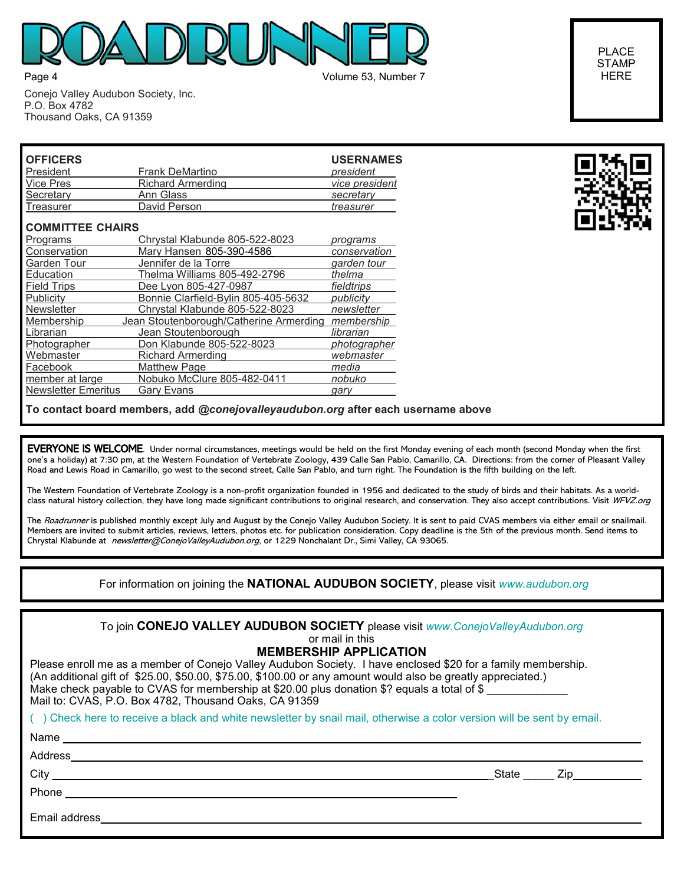# ROADRUNNER

Conejo Valley Audubon Society, Inc.
P.O. Box 4782
Thousand Oaks, CA 91359

PLACE STAMP HERE

| OFFICERS | | USERNAMES |
|---|---|---|
| President | Frank DeMartino | *president* |
| Vice Pres | Richard Armerding | *vice president* |
| Secretary | Ann Glass | *secretary* |
| Treasurer | David Person | *treasurer* |

| COMMITTEE CHAIRS | | |
|---|---|---|
| Programs | Chrystal Klabunde 805-522-8023 | *programs* |
| Conservation | Mary Hansen 805-390-4586 | *conservation* |
| Garden Tour | Jennifer de la Torre | *garden tour* |
| Education | Thelma Williams 805-492-2796 | *thelma* |
| Field Trips | Dee Lyon 805-427-0987 | *fieldtrips* |
| Publicity | Bonnie Clarfield-Bylin 805-405-5632 | *publicity* |
| Newsletter | Chrystal Klabunde 805-522-8023 | *newsletter* |
| Membership | Jean Stoutenborough/Catherine Armerding | *membership* |
| Librarian | Jean Stoutenborough | *librarian* |
| Photographer | Don Klabunde 805-522-8023 | *photographer* |
| Webmaster | Richard Armerding | *webmaster* |
| Facebook | Matthew Page | *media* |
| member at large | Nobuko McClure 805-482-0411 | *nobuko* |
| Newsletter Emeritus | Gary Evans | *gary* |

**To contact board members, add *@conejovalleyaudubon.org* after each username above**

**EVERYONE IS WELCOME**. Under normal circumstances, meetings would be held on the first Monday evening of each month (second Monday when the first one's a holiday) at 7:30 pm, at the Western Foundation of Vertebrate Zoology, 439 Calle San Pablo, Camarillo, CA. Directions: from the corner of Pleasant Valley Road and Lewis Road in Camarillo, go west to the second street, Calle San Pablo, and turn right. The Foundation is the fifth building on the left.

The Western Foundation of Vertebrate Zoology is a non-profit organization founded in 1956 and dedicated to the study of birds and their habitats. As a world-class natural history collection, they have long made significant contributions to original research, and conservation. They also accept contributions. Visit *WFVZ.org*

The *Roadrunner* is published monthly except July and August by the Conejo Valley Audubon Society. It is sent to paid CVAS members via either email or snailmail. Members are invited to submit articles, reviews, letters, photos etc. for publication consideration. Copy deadline is the 5th of the previous month. Send items to Chrystal Klabunde at *newsletter@ConejoValleyAudubon.org*, or 1229 Nonchalant Dr., Simi Valley, CA 93065.

For information on joining the **NATIONAL AUDUBON SOCIETY**, please visit *www.audubon.org*

To join **CONEJO VALLEY AUDUBON SOCIETY** please visit *www.ConejoValleyAudubon.org*
or mail in this

**MEMBERSHIP APPLICATION**

Please enroll me as a member of Conejo Valley Audubon Society. I have enclosed $20 for a family membership.
(An additional gift of $25.00, $50.00, $75.00, $100.00 or any amount would also be greatly appreciated.)
Make check payable to CVAS for membership at $20.00 plus donation $? equals a total of $ ____________
Mail to: CVAS, P.O. Box 4782, Thousand Oaks, CA 91359

( ) Check here to receive a black and white newsletter by snail mail, otherwise a color version will be sent by email.

Name ______________________________

Address ______________________________

City ______________________________ State _____ Zip__________

Phone ______________________________

Email address ______________________________